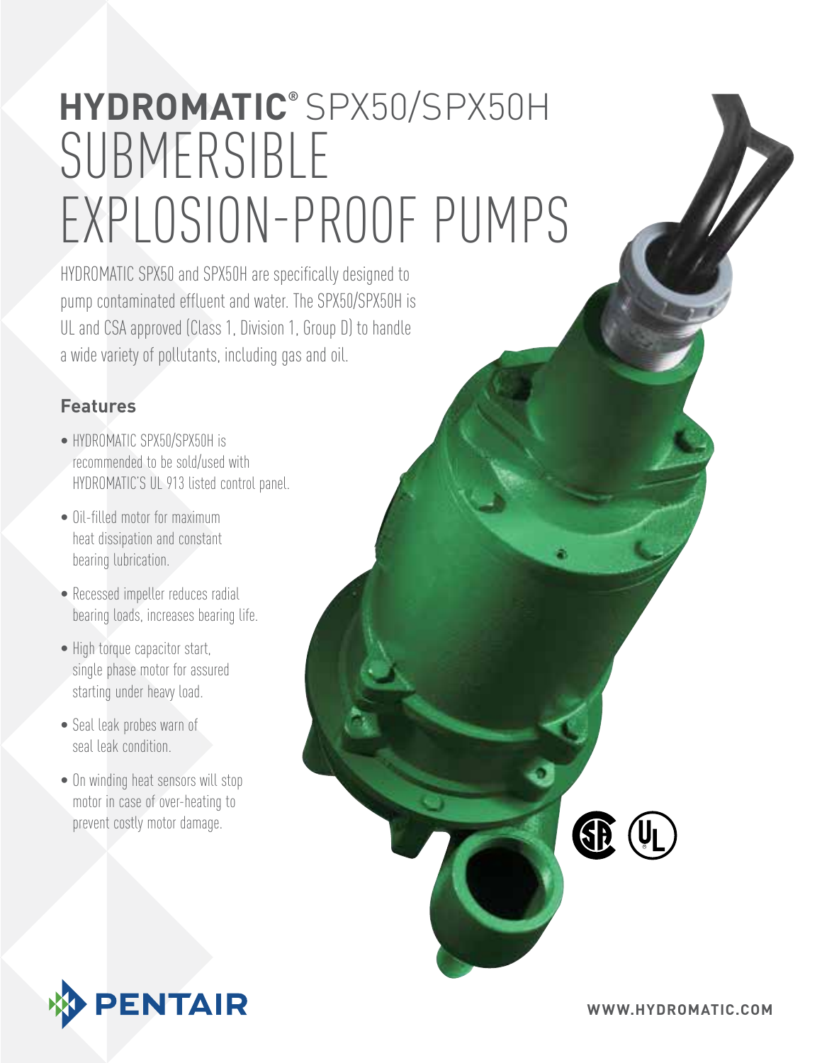# HYDROMATIC® SPX50/SPX50H SUBMERSIBLE EXPLOSION-PROOF PUMPS

HYDROMATIC SPX50 and SPX50H are specifically designed to pump contaminated effluent and water. The SPX50/SPX50H is UL and CSA approved (Class 1, Division 1, Group D) to handle a wide variety of pollutants, including gas and oil.

## Features

- HYDROMATIC SPX50/SPX50H is recommended to be sold/used with HYDROMATIC'S UL 913 listed control panel.
- Oil-filled motor for maximum heat dissipation and constant bearing lubrication.
- Recessed impeller reduces radial bearing loads, increases bearing life.
- High torque capacitor start, single phase motor for assured starting under heavy load.
- Seal leak probes warn of seal leak condition.
- On winding heat sensors will stop motor in case of over-heating to prevent costly motor damage.

PENTAIR

WWW.HYDROMATIC.COM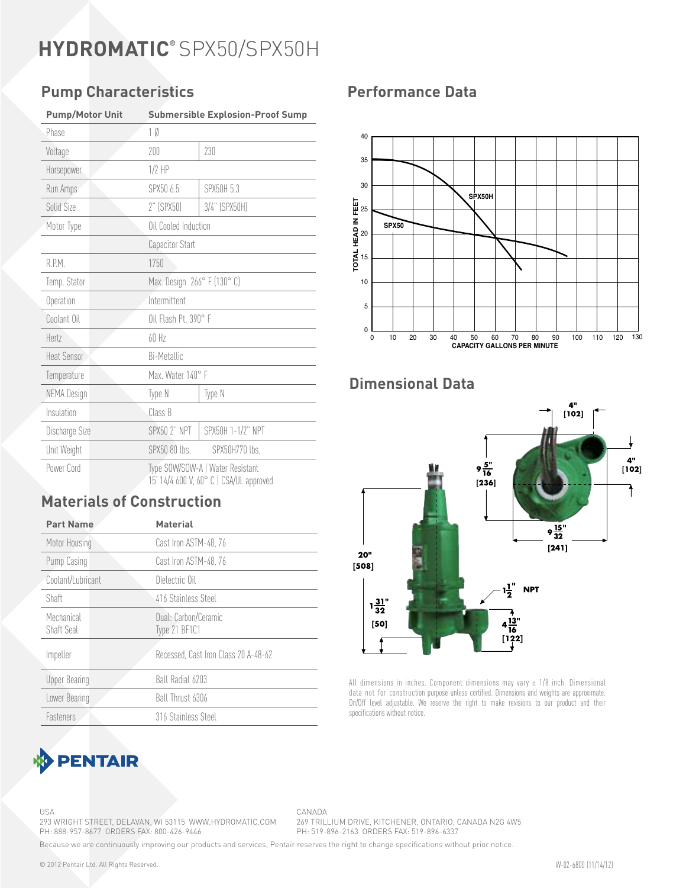# HYDROMATIC® SPX50/SPX50H

## Pump Characteristics

| Pump/Motor Unit | Submersible Explosion-Proof Sump | |
|---|---|---|
| Phase | 1 Ø | |
| Voltage | 200 | 230 |
| Horsepower | 1/2 HP | |
| Run Amps | SPX50 6.5 | SPX50H 5.3 |
| Solid Size | 2" (SPX50) | 3/4" (SPX50H) |
| Motor Type | Oil Cooled Induction | |
| | Capacitor Start | |
| R.P.M. | 1750 | |
| Temp. Stator | Max. Design 266° F (130° C) | |
| Operation | Intermittent | |
| Coolant Oil | Oil Flash Pt. 390° F | |
| Hertz | 60 Hz | |
| Heat Sensor | Bi-Metallic | |
| Temperature | Max. Water 140° F | |
| NEMA Design | Type N | Type N |
| Insulation | Class B | |
| Discharge Size | SPX50 2" NPT | SPX50H 1-1/2" NPT |
| Unit Weight | SPX50 80 lbs. | SPX50H70 lbs. |
| Power Cord | Type SOW/SOW-A \| Water Resistant 15' 14/4 600 V, 60° C \| CSA/UL approved | |

## Materials of Construction

| Part Name | Material |
|---|---|
| Motor Housing | Cast Iron ASTM-48, 76 |
| Pump Casing | Cast Iron ASTM-48, 76 |
| Coolant/Lubricant | Dielectric Oil |
| Shaft | 416 Stainless Steel |
| Mechanical Shaft Seal | Dual: Carbon/Ceramic Type 21 BF1C1 |
| Impeller | Recessed, Cast Iron Class 20 A-48-62 |
| Upper Bearing | Ball Radial 6203 |
| Lower Bearing | Ball Thrust 6306 |
| Fasteners | 316 Stainless Steel |

## Performance Data

TOTAL HEAD IN FEET

0 5 10 15 20 25 30 35 40

SPX50H

SPX50

0 10 20 30 40 50 60 70 80 90 100 110 120 130

CAPACITY GALLONS PER MINUTE

## Dimensional Data

4" [102]

4" [102]

9 5/16" [236]

9 15/32" [241]

20" [508]

1 1/2" NPT

1 31/32" [50]

4 13/16" [122]

All dimensions in inches. Component dimensions may vary ± 1/8 inch. Dimensional data not for construction purpose unless certified. Dimensions and weights are approximate. On/Off level adjustable. We reserve the right to make revisions to our product and their specifications without notice.

**PENTAIR**

USA
293 WRIGHT STREET, DELAVAN, WI 53115 WWW.HYDROMATIC.COM
PH: 888-957-8677 ORDERS FAX: 800-426-9446

CANADA
269 TRILLIUM DRIVE, KITCHENER, ONTARIO, CANADA N2G 4W5
PH: 519-896-2163 ORDERS FAX: 519-896-6337

Because we are continuously improving our products and services, Pentair reserves the right to change specifications without prior notice.

© 2012 Pentair Ltd. All Rights Reserved.

W-02-6800 (11/14/12)